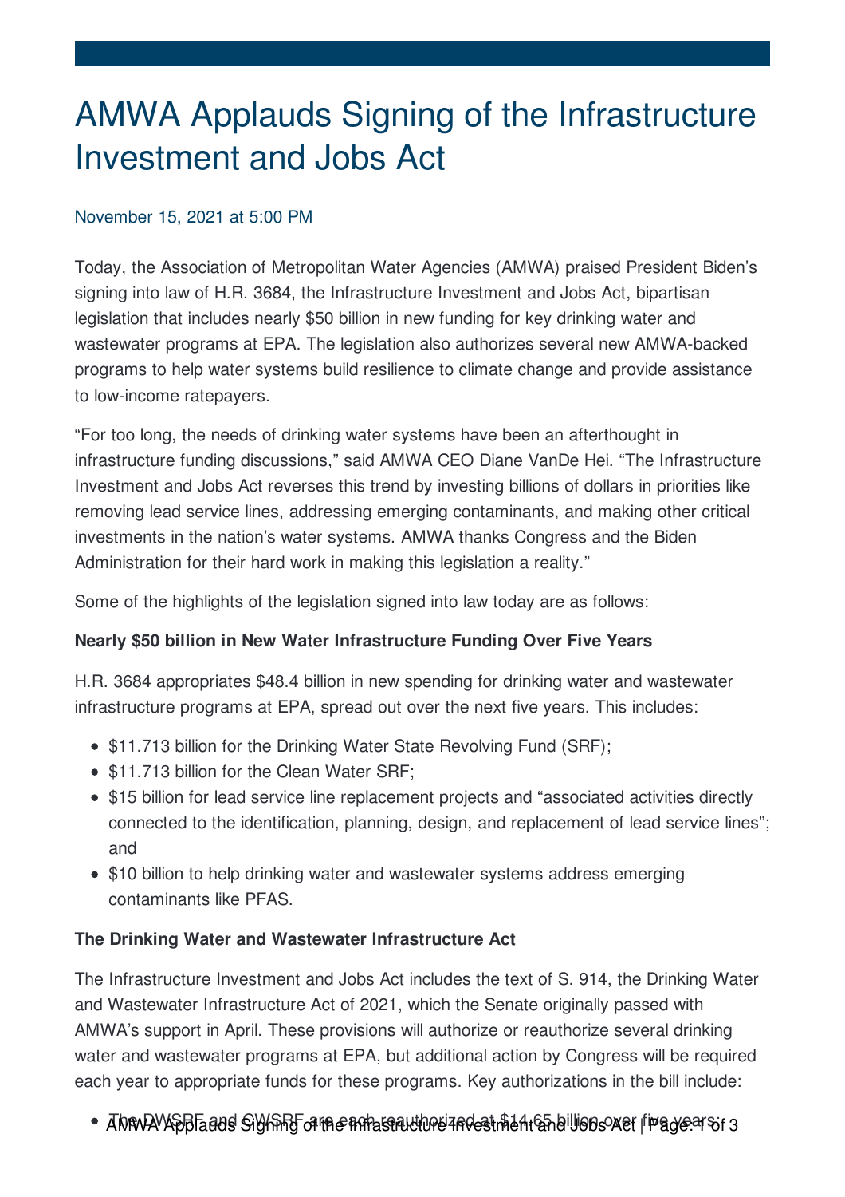# AMWA Applauds Signing of the Infrastructure Investment and Jobs Act

November 15, 2021 at 5:00 PM

Today, the Association of Metropolitan Water Agencies (AMWA) praised President Biden's signing into law of H.R. 3684, the Infrastructure Investment and Jobs Act, bipartisan legislation that includes nearly $50 billion in new funding for key drinking water and wastewater programs at EPA. The legislation also authorizes several new AMWA-backed programs to help water systems build resilience to climate change and provide assistance to low-income ratepayers.

"For too long, the needs of drinking water systems have been an afterthought in infrastructure funding discussions," said AMWA CEO Diane VanDe Hei. "The Infrastructure Investment and Jobs Act reverses this trend by investing billions of dollars in priorities like removing lead service lines, addressing emerging contaminants, and making other critical investments in the nation's water systems. AMWA thanks Congress and the Biden Administration for their hard work in making this legislation a reality."

Some of the highlights of the legislation signed into law today are as follows:

**Nearly $50 billion in New Water Infrastructure Funding Over Five Years**

H.R. 3684 appropriates $48.4 billion in new spending for drinking water and wastewater infrastructure programs at EPA, spread out over the next five years. This includes:

- $11.713 billion for the Drinking Water State Revolving Fund (SRF);
- $11.713 billion for the Clean Water SRF;
- $15 billion for lead service line replacement projects and "associated activities directly connected to the identification, planning, design, and replacement of lead service lines"; and
- $10 billion to help drinking water and wastewater systems address emerging contaminants like PFAS.

**The Drinking Water and Wastewater Infrastructure Act**

The Infrastructure Investment and Jobs Act includes the text of S. 914, the Drinking Water and Wastewater Infrastructure Act of 2021, which the Senate originally passed with AMWA's support in April. These provisions will authorize or reauthorize several drinking water and wastewater programs at EPA, but additional action by Congress will be required each year to appropriate funds for these programs. Key authorizations in the bill include:

- The DWSRF and CWSRF are each reauthorized at $14.65 billion over five years;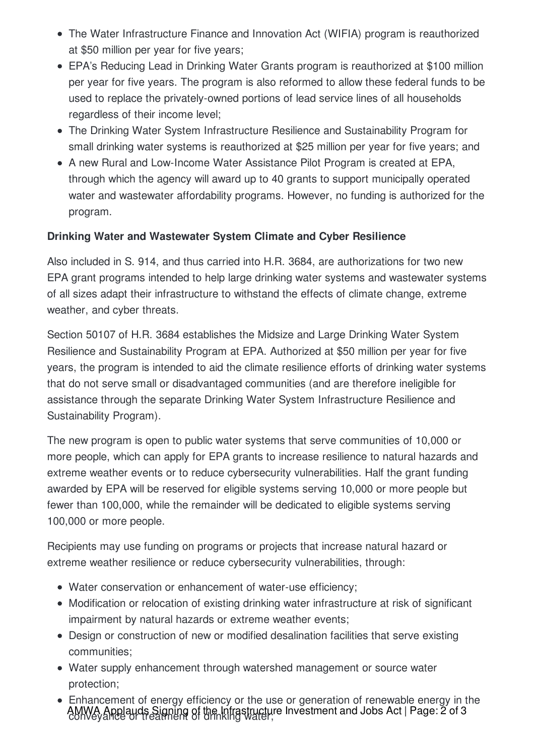- The Water Infrastructure Finance and Innovation Act (WIFIA) program is reauthorized at $50 million per year for five years;
- EPA's Reducing Lead in Drinking Water Grants program is reauthorized at $100 million per year for five years. The program is also reformed to allow these federal funds to be used to replace the privately-owned portions of lead service lines of all households regardless of their income level;
- The Drinking Water System Infrastructure Resilience and Sustainability Program for small drinking water systems is reauthorized at $25 million per year for five years; and
- A new Rural and Low-Income Water Assistance Pilot Program is created at EPA, through which the agency will award up to 40 grants to support municipally operated water and wastewater affordability programs. However, no funding is authorized for the program.

**Drinking Water and Wastewater System Climate and Cyber Resilience**

Also included in S. 914, and thus carried into H.R. 3684, are authorizations for two new EPA grant programs intended to help large drinking water systems and wastewater systems of all sizes adapt their infrastructure to withstand the effects of climate change, extreme weather, and cyber threats.

Section 50107 of H.R. 3684 establishes the Midsize and Large Drinking Water System Resilience and Sustainability Program at EPA. Authorized at $50 million per year for five years, the program is intended to aid the climate resilience efforts of drinking water systems that do not serve small or disadvantaged communities (and are therefore ineligible for assistance through the separate Drinking Water System Infrastructure Resilience and Sustainability Program).

The new program is open to public water systems that serve communities of 10,000 or more people, which can apply for EPA grants to increase resilience to natural hazards and extreme weather events or to reduce cybersecurity vulnerabilities. Half the grant funding awarded by EPA will be reserved for eligible systems serving 10,000 or more people but fewer than 100,000, while the remainder will be dedicated to eligible systems serving 100,000 or more people.

Recipients may use funding on programs or projects that increase natural hazard or extreme weather resilience or reduce cybersecurity vulnerabilities, through:

- Water conservation or enhancement of water-use efficiency;
- Modification or relocation of existing drinking water infrastructure at risk of significant impairment by natural hazards or extreme weather events;
- Design or construction of new or modified desalination facilities that serve existing communities;
- Water supply enhancement through watershed management or source water protection;
- Enhancement of energy efficiency or the use or generation of renewable energy in the conveyance or treatment of drinking water;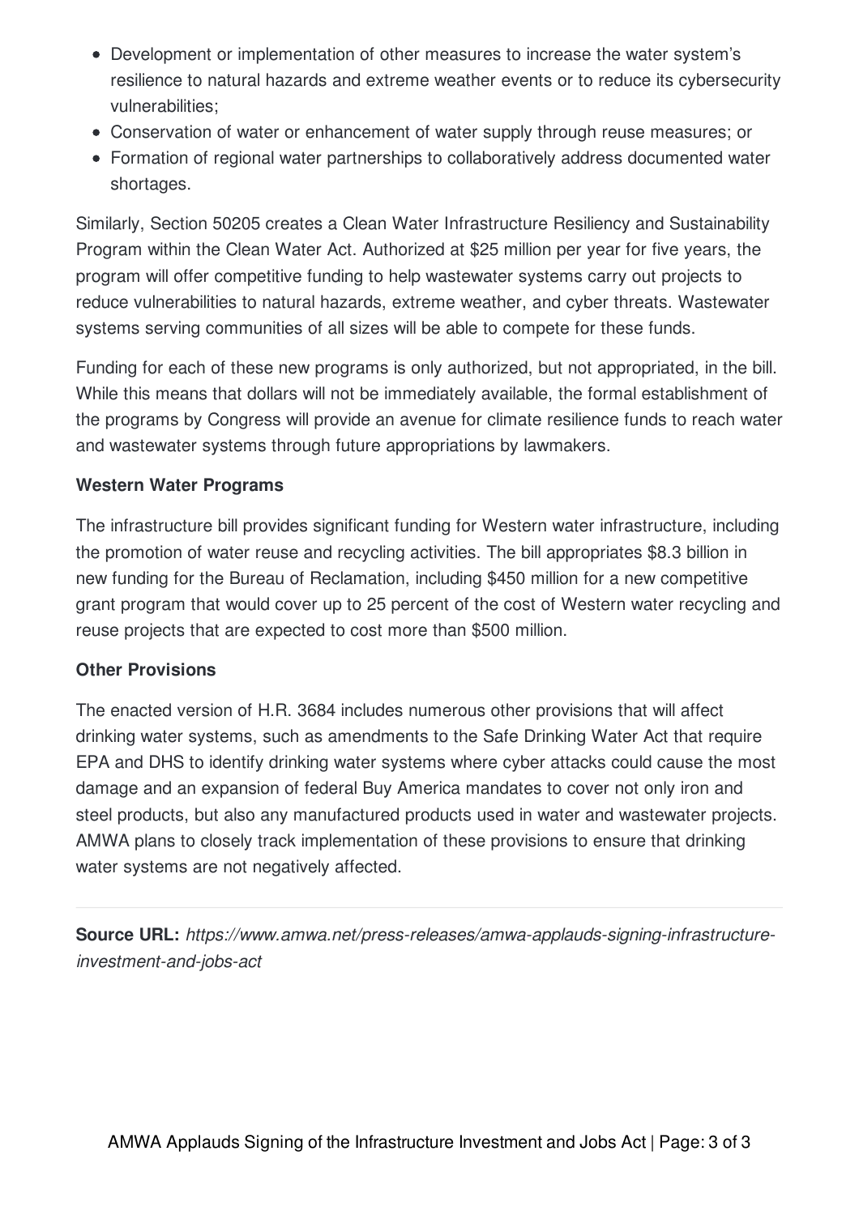- Development or implementation of other measures to increase the water system's resilience to natural hazards and extreme weather events or to reduce its cybersecurity vulnerabilities;
- Conservation of water or enhancement of water supply through reuse measures; or
- Formation of regional water partnerships to collaboratively address documented water shortages.

Similarly, Section 50205 creates a Clean Water Infrastructure Resiliency and Sustainability Program within the Clean Water Act. Authorized at $25 million per year for five years, the program will offer competitive funding to help wastewater systems carry out projects to reduce vulnerabilities to natural hazards, extreme weather, and cyber threats. Wastewater systems serving communities of all sizes will be able to compete for these funds.

Funding for each of these new programs is only authorized, but not appropriated, in the bill. While this means that dollars will not be immediately available, the formal establishment of the programs by Congress will provide an avenue for climate resilience funds to reach water and wastewater systems through future appropriations by lawmakers.

**Western Water Programs**

The infrastructure bill provides significant funding for Western water infrastructure, including the promotion of water reuse and recycling activities. The bill appropriates $8.3 billion in new funding for the Bureau of Reclamation, including $450 million for a new competitive grant program that would cover up to 25 percent of the cost of Western water recycling and reuse projects that are expected to cost more than $500 million.

**Other Provisions**

The enacted version of H.R. 3684 includes numerous other provisions that will affect drinking water systems, such as amendments to the Safe Drinking Water Act that require EPA and DHS to identify drinking water systems where cyber attacks could cause the most damage and an expansion of federal Buy America mandates to cover not only iron and steel products, but also any manufactured products used in water and wastewater projects. AMWA plans to closely track implementation of these provisions to ensure that drinking water systems are not negatively affected.

---

**Source URL:** *https://www.amwa.net/press-releases/amwa-applauds-signing-infrastructure-investment-and-jobs-act*